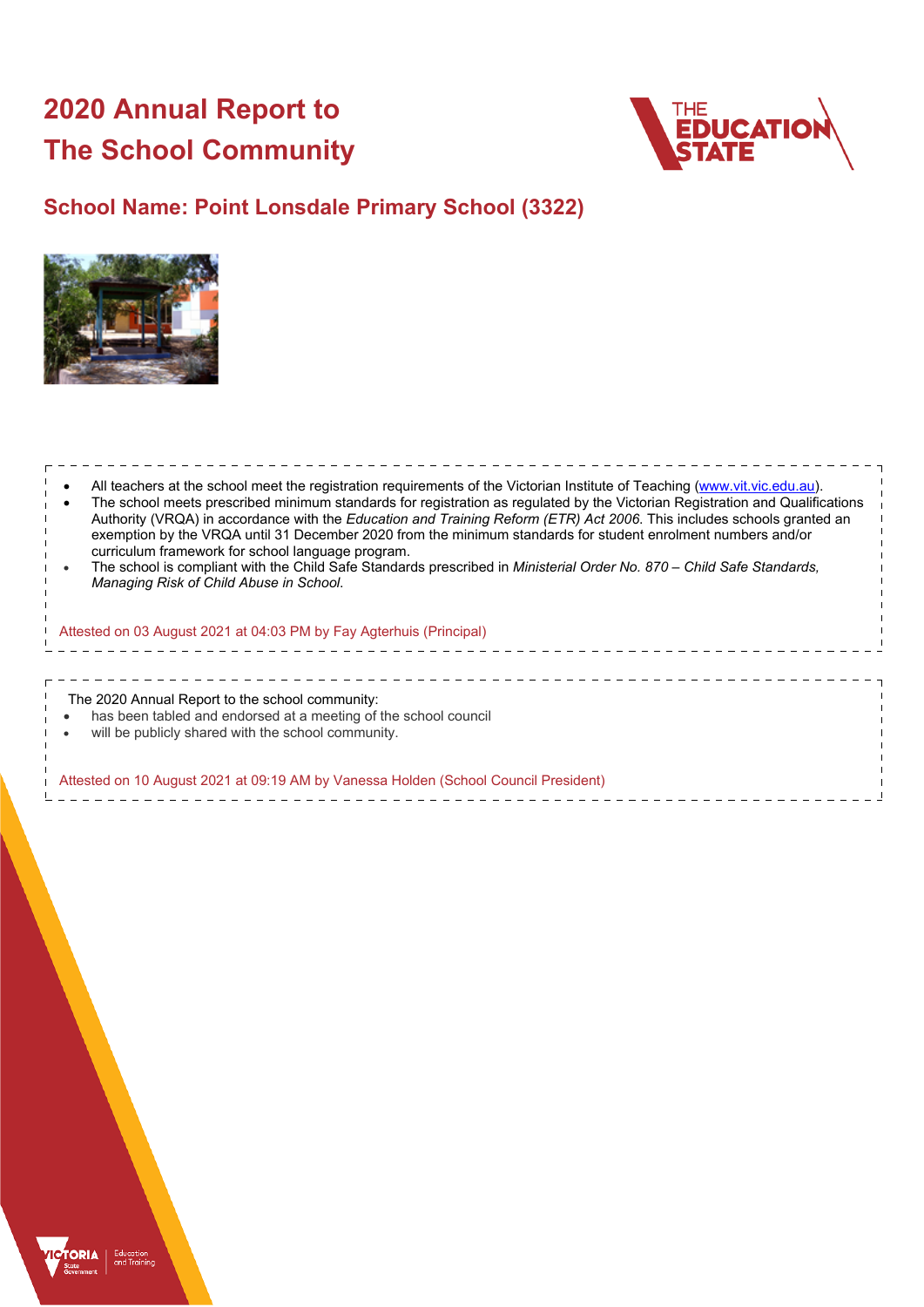# 2020 Annual Report to The School Community

## School Name: Point Lonsdale Primary School (3322)

- All teachers at the school meet the registration requirements of the Victorian Institute of Teaching (www.vit.vic.edu.au).
- The school meets prescribed minimum standards for registration as regulated by the Victorian Registration and Qualifications Authority (VRQA) in accordance with the *Education and Training Reform (ETR) Act 2006*. This includes schools granted an exemption by the VRQA until 31 December 2020 from the minimum standards for student enrolment numbers and/or curriculum framework for school language program.
- The school is compliant with the Child Safe Standards prescribed in *Ministerial Order No. 870 – Child Safe Standards, Managing Risk of Child Abuse in School*.

Attested on 03 August 2021 at 04:03 PM by Fay Agterhuis (Principal)

The 2020 Annual Report to the school community:

- has been tabled and endorsed at a meeting of the school council
- will be publicly shared with the school community.

Attested on 10 August 2021 at 09:19 AM by Vanessa Holden (School Council President)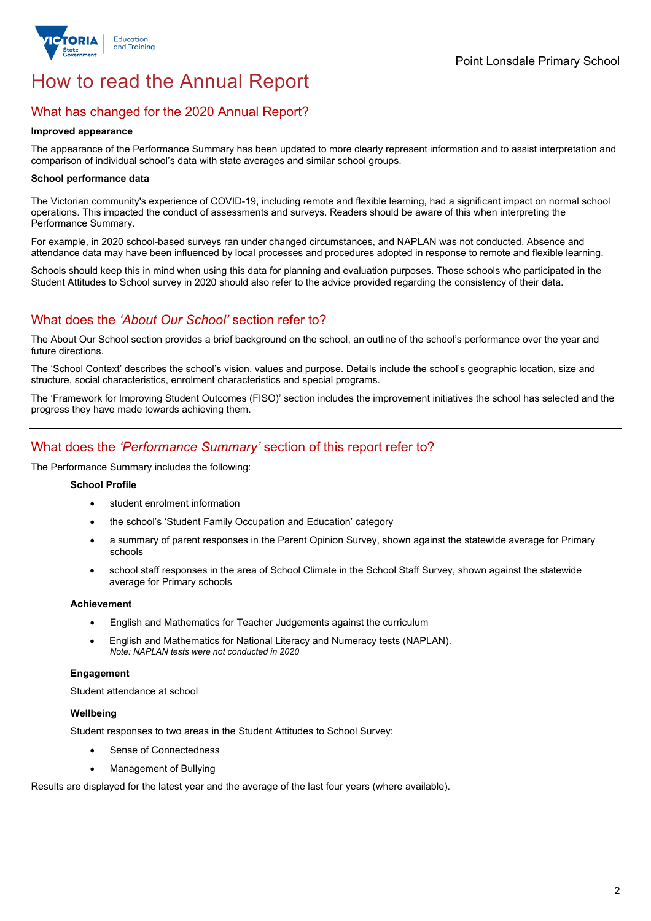# How to read the Annual Report

## What has changed for the 2020 Annual Report?

**Improved appearance**

The appearance of the Performance Summary has been updated to more clearly represent information and to assist interpretation and comparison of individual school's data with state averages and similar school groups.

**School performance data**

The Victorian community's experience of COVID-19, including remote and flexible learning, had a significant impact on normal school operations. This impacted the conduct of assessments and surveys. Readers should be aware of this when interpreting the Performance Summary.

For example, in 2020 school-based surveys ran under changed circumstances, and NAPLAN was not conducted. Absence and attendance data may have been influenced by local processes and procedures adopted in response to remote and flexible learning.

Schools should keep this in mind when using this data for planning and evaluation purposes. Those schools who participated in the Student Attitudes to School survey in 2020 should also refer to the advice provided regarding the consistency of their data.

## What does the *'About Our School'* section refer to?

The About Our School section provides a brief background on the school, an outline of the school's performance over the year and future directions.

The 'School Context' describes the school's vision, values and purpose. Details include the school's geographic location, size and structure, social characteristics, enrolment characteristics and special programs.

The 'Framework for Improving Student Outcomes (FISO)' section includes the improvement initiatives the school has selected and the progress they have made towards achieving them.

## What does the *'Performance Summary'* section of this report refer to?

The Performance Summary includes the following:

**School Profile**

- student enrolment information
- the school's 'Student Family Occupation and Education' category
- a summary of parent responses in the Parent Opinion Survey, shown against the statewide average for Primary schools
- school staff responses in the area of School Climate in the School Staff Survey, shown against the statewide average for Primary schools

**Achievement**

- English and Mathematics for Teacher Judgements against the curriculum
- English and Mathematics for National Literacy and Numeracy tests (NAPLAN).
  *Note: NAPLAN tests were not conducted in 2020*

**Engagement**

Student attendance at school

**Wellbeing**

Student responses to two areas in the Student Attitudes to School Survey:

- Sense of Connectedness
- Management of Bullying

Results are displayed for the latest year and the average of the last four years (where available).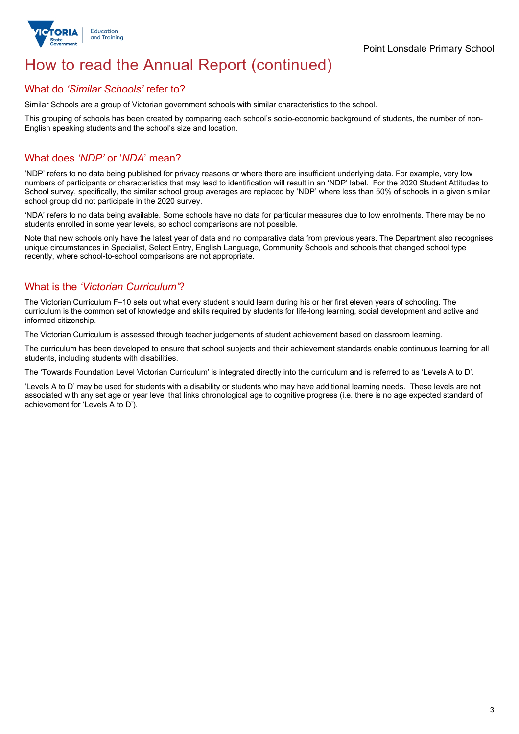# How to read the Annual Report (continued)

## What do *'Similar Schools'* refer to?

Similar Schools are a group of Victorian government schools with similar characteristics to the school.

This grouping of schools has been created by comparing each school's socio-economic background of students, the number of non-English speaking students and the school's size and location.

## What does *'NDP'* or '*NDA*' mean?

'NDP' refers to no data being published for privacy reasons or where there are insufficient underlying data. For example, very low numbers of participants or characteristics that may lead to identification will result in an 'NDP' label. For the 2020 Student Attitudes to School survey, specifically, the similar school group averages are replaced by 'NDP' where less than 50% of schools in a given similar school group did not participate in the 2020 survey.

'NDA' refers to no data being available. Some schools have no data for particular measures due to low enrolments. There may be no students enrolled in some year levels, so school comparisons are not possible.

Note that new schools only have the latest year of data and no comparative data from previous years. The Department also recognises unique circumstances in Specialist, Select Entry, English Language, Community Schools and schools that changed school type recently, where school-to-school comparisons are not appropriate.

## What is the *'Victorian Curriculum'*?

The Victorian Curriculum F–10 sets out what every student should learn during his or her first eleven years of schooling. The curriculum is the common set of knowledge and skills required by students for life-long learning, social development and active and informed citizenship.

The Victorian Curriculum is assessed through teacher judgements of student achievement based on classroom learning.

The curriculum has been developed to ensure that school subjects and their achievement standards enable continuous learning for all students, including students with disabilities.

The 'Towards Foundation Level Victorian Curriculum' is integrated directly into the curriculum and is referred to as 'Levels A to D'.

'Levels A to D' may be used for students with a disability or students who may have additional learning needs. These levels are not associated with any set age or year level that links chronological age to cognitive progress (i.e. there is no age expected standard of achievement for 'Levels A to D').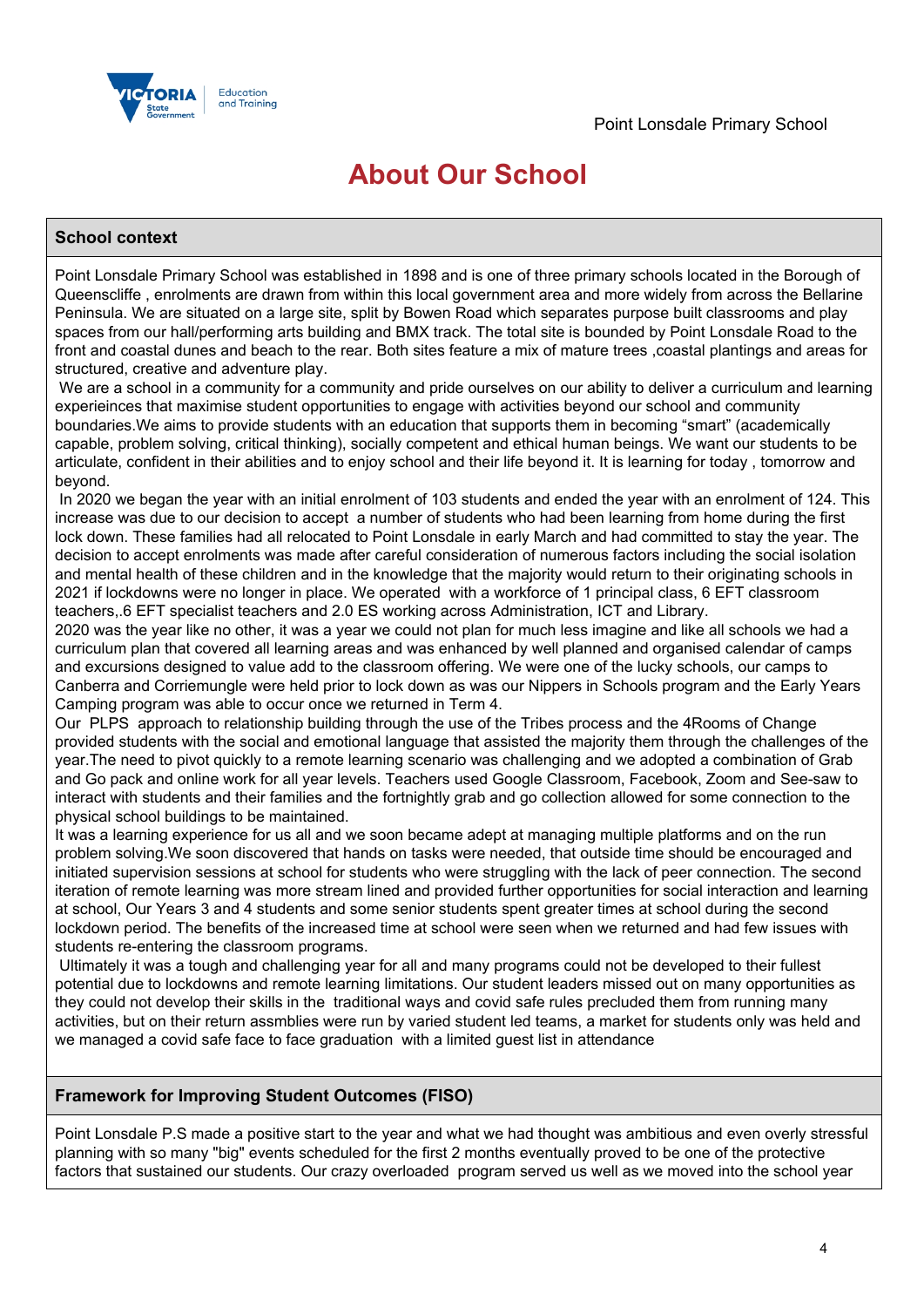# About Our School

## School context

Point Lonsdale Primary School was established in 1898 and is one of three primary schools located in the Borough of Queenscliffe , enrolments are drawn from within this local government area and more widely from across the Bellarine Peninsula. We are situated on a large site, split by Bowen Road which separates purpose built classrooms and play spaces from our hall/performing arts building and BMX track. The total site is bounded by Point Lonsdale Road to the front and coastal dunes and beach to the rear. Both sites feature a mix of mature trees ,coastal plantings and areas for structured, creative and adventure play.

We are a school in a community for a community and pride ourselves on our ability to deliver a curriculum and learning experieinces that maximise student opportunities to engage with activities beyond our school and community boundaries.We aims to provide students with an education that supports them in becoming "smart" (academically capable, problem solving, critical thinking), socially competent and ethical human beings. We want our students to be articulate, confident in their abilities and to enjoy school and their life beyond it. It is learning for today , tomorrow and beyond.

In 2020 we began the year with an initial enrolment of 103 students and ended the year with an enrolment of 124. This increase was due to our decision to accept a number of students who had been learning from home during the first lock down. These families had all relocated to Point Lonsdale in early March and had committed to stay the year. The decision to accept enrolments was made after careful consideration of numerous factors including the social isolation and mental health of these children and in the knowledge that the majority would return to their originating schools in 2021 if lockdowns were no longer in place. We operated with a workforce of 1 principal class, 6 EFT classroom teachers,.6 EFT specialist teachers and 2.0 ES working across Administration, ICT and Library.

2020 was the year like no other, it was a year we could not plan for much less imagine and like all schools we had a curriculum plan that covered all learning areas and was enhanced by well planned and organised calendar of camps and excursions designed to value add to the classroom offering. We were one of the lucky schools, our camps to Canberra and Corriemungle were held prior to lock down as was our Nippers in Schools program and the Early Years Camping program was able to occur once we returned in Term 4.

Our PLPS approach to relationship building through the use of the Tribes process and the 4Rooms of Change provided students with the social and emotional language that assisted the majority them through the challenges of the year.The need to pivot quickly to a remote learning scenario was challenging and we adopted a combination of Grab and Go pack and online work for all year levels. Teachers used Google Classroom, Facebook, Zoom and See-saw to interact with students and their families and the fortnightly grab and go collection allowed for some connection to the physical school buildings to be maintained.

It was a learning experience for us all and we soon became adept at managing multiple platforms and on the run problem solving.We soon discovered that hands on tasks were needed, that outside time should be encouraged and initiated supervision sessions at school for students who were struggling with the lack of peer connection. The second iteration of remote learning was more stream lined and provided further opportunities for social interaction and learning at school, Our Years 3 and 4 students and some senior students spent greater times at school during the second lockdown period. The benefits of the increased time at school were seen when we returned and had few issues with students re-entering the classroom programs.

Ultimately it was a tough and challenging year for all and many programs could not be developed to their fullest potential due to lockdowns and remote learning limitations. Our student leaders missed out on many opportunities as they could not develop their skills in the traditional ways and covid safe rules precluded them from running many activities, but on their return assmblies were run by varied student led teams, a market for students only was held and we managed a covid safe face to face graduation with a limited guest list in attendance

## Framework for Improving Student Outcomes (FISO)

Point Lonsdale P.S made a positive start to the year and what we had thought was ambitious and even overly stressful planning with so many "big" events scheduled for the first 2 months eventually proved to be one of the protective factors that sustained our students. Our crazy overloaded program served us well as we moved into the school year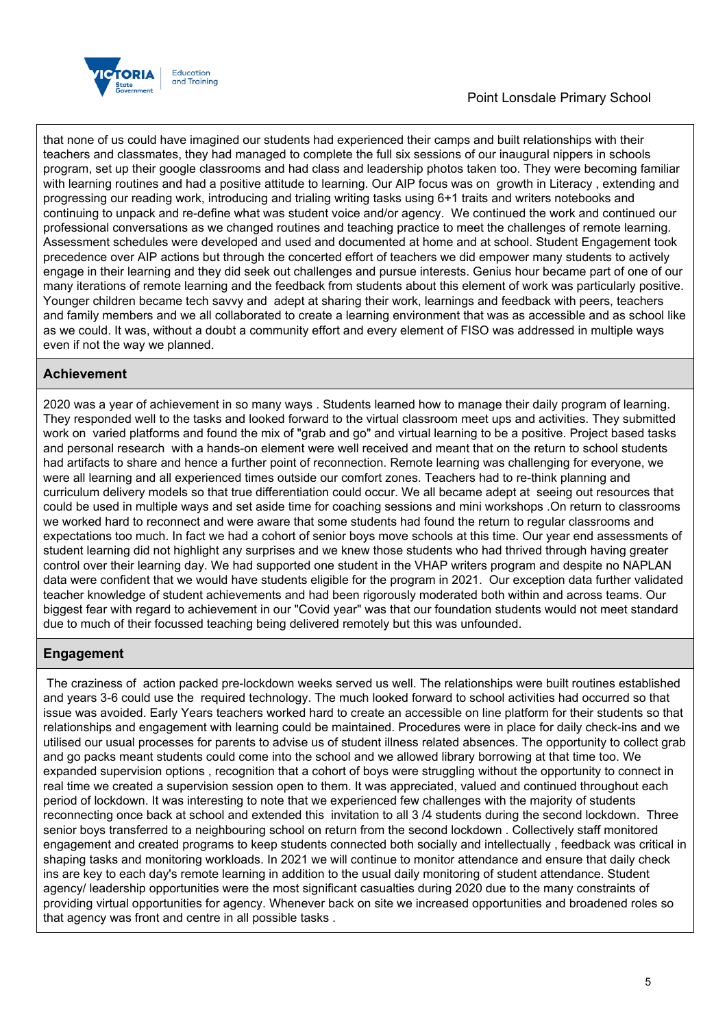that none of us could have imagined our students had experienced their camps and built relationships with their teachers and classmates, they had managed to complete the full six sessions of our inaugural nippers in schools program, set up their google classrooms and had class and leadership photos taken too. They were becoming familiar with learning routines and had a positive attitude to learning. Our AIP focus was on growth in Literacy , extending and progressing our reading work, introducing and trialing writing tasks using 6+1 traits and writers notebooks and continuing to unpack and re-define what was student voice and/or agency. We continued the work and continued our professional conversations as we changed routines and teaching practice to meet the challenges of remote learning. Assessment schedules were developed and used and documented at home and at school. Student Engagement took precedence over AIP actions but through the concerted effort of teachers we did empower many students to actively engage in their learning and they did seek out challenges and pursue interests. Genius hour became part of one of our many iterations of remote learning and the feedback from students about this element of work was particularly positive. Younger children became tech savvy and adept at sharing their work, learnings and feedback with peers, teachers and family members and we all collaborated to create a learning environment that was as accessible and as school like as we could. It was, without a doubt a community effort and every element of FISO was addressed in multiple ways even if not the way we planned.

## Achievement

2020 was a year of achievement in so many ways . Students learned how to manage their daily program of learning. They responded well to the tasks and looked forward to the virtual classroom meet ups and activities. They submitted work on varied platforms and found the mix of "grab and go" and virtual learning to be a positive. Project based tasks and personal research with a hands-on element were well received and meant that on the return to school students had artifacts to share and hence a further point of reconnection. Remote learning was challenging for everyone, we were all learning and all experienced times outside our comfort zones. Teachers had to re-think planning and curriculum delivery models so that true differentiation could occur. We all became adept at seeing out resources that could be used in multiple ways and set aside time for coaching sessions and mini workshops .On return to classrooms we worked hard to reconnect and were aware that some students had found the return to regular classrooms and expectations too much. In fact we had a cohort of senior boys move schools at this time. Our year end assessments of student learning did not highlight any surprises and we knew those students who had thrived through having greater control over their learning day. We had supported one student in the VHAP writers program and despite no NAPLAN data were confident that we would have students eligible for the program in 2021. Our exception data further validated teacher knowledge of student achievements and had been rigorously moderated both within and across teams. Our biggest fear with regard to achievement in our "Covid year" was that our foundation students would not meet standard due to much of their focussed teaching being delivered remotely but this was unfounded.

## Engagement

The craziness of action packed pre-lockdown weeks served us well. The relationships were built routines established and years 3-6 could use the required technology. The much looked forward to school activities had occurred so that issue was avoided. Early Years teachers worked hard to create an accessible on line platform for their students so that relationships and engagement with learning could be maintained. Procedures were in place for daily check-ins and we utilised our usual processes for parents to advise us of student illness related absences. The opportunity to collect grab and go packs meant students could come into the school and we allowed library borrowing at that time too. We expanded supervision options , recognition that a cohort of boys were struggling without the opportunity to connect in real time we created a supervision session open to them. It was appreciated, valued and continued throughout each period of lockdown. It was interesting to note that we experienced few challenges with the majority of students reconnecting once back at school and extended this invitation to all 3 /4 students during the second lockdown. Three senior boys transferred to a neighbouring school on return from the second lockdown . Collectively staff monitored engagement and created programs to keep students connected both socially and intellectually , feedback was critical in shaping tasks and monitoring workloads. In 2021 we will continue to monitor attendance and ensure that daily check ins are key to each day's remote learning in addition to the usual daily monitoring of student attendance. Student agency/ leadership opportunities were the most significant casualties during 2020 due to the many constraints of providing virtual opportunities for agency. Whenever back on site we increased opportunities and broadened roles so that agency was front and centre in all possible tasks .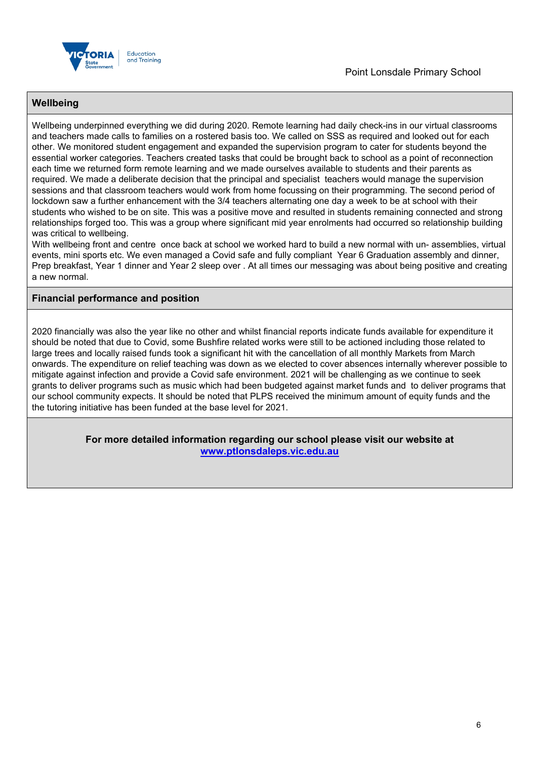## Wellbeing

Wellbeing underpinned everything we did during 2020. Remote learning had daily check-ins in our virtual classrooms and teachers made calls to families on a rostered basis too. We called on SSS as required and looked out for each other. We monitored student engagement and expanded the supervision program to cater for students beyond the essential worker categories. Teachers created tasks that could be brought back to school as a point of reconnection each time we returned form remote learning and we made ourselves available to students and their parents as required. We made a deliberate decision that the principal and specialist teachers would manage the supervision sessions and that classroom teachers would work from home focussing on their programming. The second period of lockdown saw a further enhancement with the 3/4 teachers alternating one day a week to be at school with their students who wished to be on site. This was a positive move and resulted in students remaining connected and strong relationships forged too. This was a group where significant mid year enrolments had occurred so relationship building was critical to wellbeing.

With wellbeing front and centre once back at school we worked hard to build a new normal with un- assemblies, virtual events, mini sports etc. We even managed a Covid safe and fully compliant Year 6 Graduation assembly and dinner, Prep breakfast, Year 1 dinner and Year 2 sleep over . At all times our messaging was about being positive and creating a new normal.

## Financial performance and position

2020 financially was also the year like no other and whilst financial reports indicate funds available for expenditure it should be noted that due to Covid, some Bushfire related works were still to be actioned including those related to large trees and locally raised funds took a significant hit with the cancellation of all monthly Markets from March onwards. The expenditure on relief teaching was down as we elected to cover absences internally wherever possible to mitigate against infection and provide a Covid safe environment. 2021 will be challenging as we continue to seek grants to deliver programs such as music which had been budgeted against market funds and to deliver programs that our school community expects. It should be noted that PLPS received the minimum amount of equity funds and the the tutoring initiative has been funded at the base level for 2021.

**For more detailed information regarding our school please visit our website at [www.ptlonsdaleps.vic.edu.au](http://www.ptlonsdaleps.vic.edu.au)**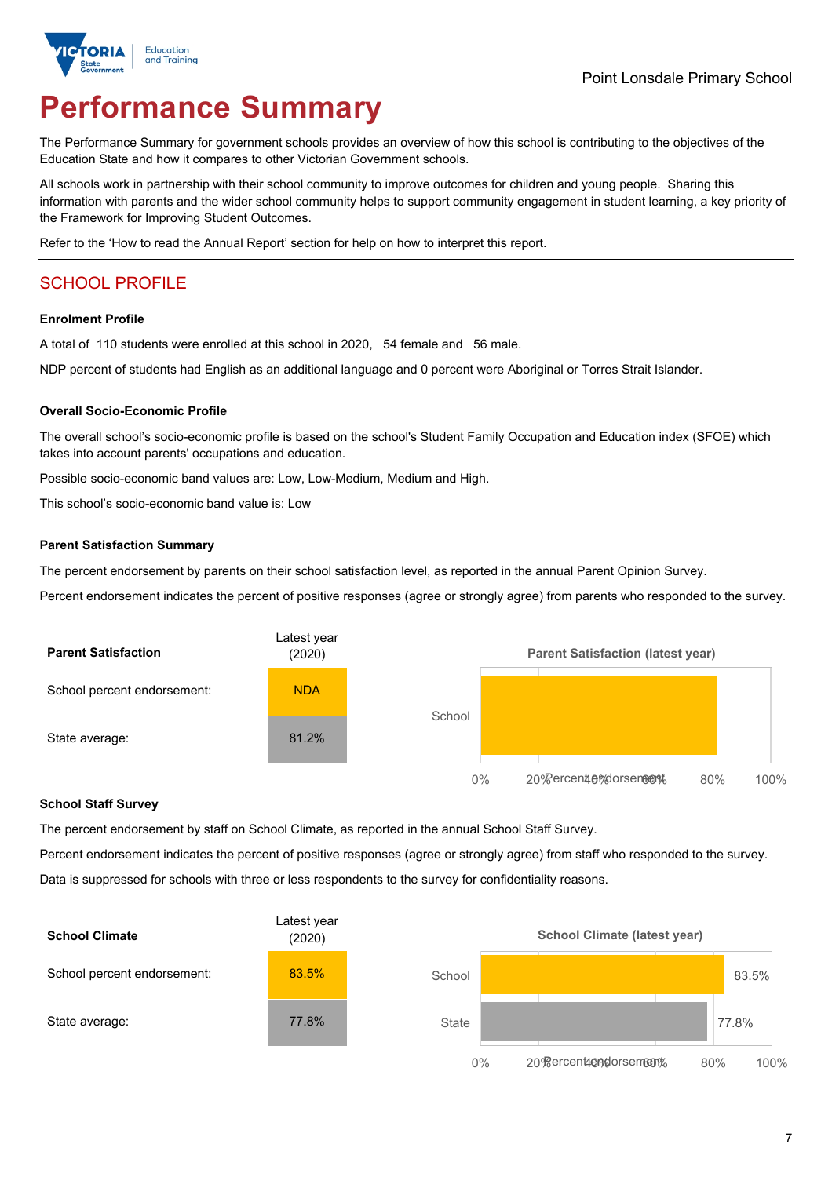Point Lonsdale Primary School

# Performance Summary

The Performance Summary for government schools provides an overview of how this school is contributing to the objectives of the Education State and how it compares to other Victorian Government schools.

All schools work in partnership with their school community to improve outcomes for children and young people. Sharing this information with parents and the wider school community helps to support community engagement in student learning, a key priority of the Framework for Improving Student Outcomes.

Refer to the 'How to read the Annual Report' section for help on how to interpret this report.

## SCHOOL PROFILE

### Enrolment Profile

A total of 110 students were enrolled at this school in 2020, 54 female and 56 male.

NDP percent of students had English as an additional language and 0 percent were Aboriginal or Torres Strait Islander.

### Overall Socio-Economic Profile

The overall school's socio-economic profile is based on the school's Student Family Occupation and Education index (SFOE) which takes into account parents' occupations and education.

Possible socio-economic band values are: Low, Low-Medium, Medium and High.

This school's socio-economic band value is: Low

### Parent Satisfaction Summary

The percent endorsement by parents on their school satisfaction level, as reported in the annual Parent Opinion Survey.

Percent endorsement indicates the percent of positive responses (agree or strongly agree) from parents who responded to the survey.

| Parent Satisfaction | Latest year (2020) |
|---|---|
| School percent endorsement: | NDA |
| State average: | 81.2% |

Parent Satisfaction (latest year)

### School Staff Survey

The percent endorsement by staff on School Climate, as reported in the annual School Staff Survey.

Percent endorsement indicates the percent of positive responses (agree or strongly agree) from staff who responded to the survey.

Data is suppressed for schools with three or less respondents to the survey for confidentiality reasons.

| School Climate | Latest year (2020) |
|---|---|
| School percent endorsement: | 83.5% |
| State average: | 77.8% |

School Climate (latest year)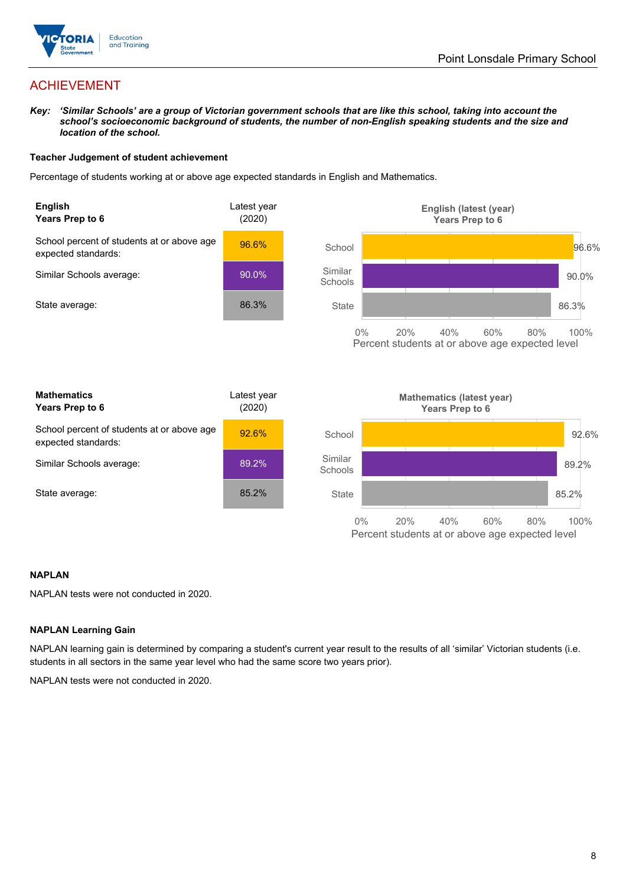# ACHIEVEMENT

***Key:*** ***'Similar Schools' are a group of Victorian government schools that are like this school, taking into account the school's socioeconomic background of students, the number of non-English speaking students and the size and location of the school.***

**Teacher Judgement of student achievement**

Percentage of students working at or above age expected standards in English and Mathematics.

| **English**<br>**Years Prep to 6** | Latest year (2020) |
|---|---|
| School percent of students at or above age expected standards: | 96.6% |
| Similar Schools average: | 90.0% |
| State average: | 86.3% |

**English (latest (year)) Years Prep to 6**

| | Percent students at or above age expected level |
|---|---|
| School | 96.6% |
| Similar Schools | 90.0% |
| State | 86.3% |

| **Mathematics**<br>**Years Prep to 6** | Latest year (2020) |
|---|---|
| School percent of students at or above age expected standards: | 92.6% |
| Similar Schools average: | 89.2% |
| State average: | 85.2% |

**Mathematics (latest year) Years Prep to 6**

| | Percent students at or above age expected level |
|---|---|
| School | 92.6% |
| Similar Schools | 89.2% |
| State | 85.2% |

**NAPLAN**

NAPLAN tests were not conducted in 2020.

**NAPLAN Learning Gain**

NAPLAN learning gain is determined by comparing a student's current year result to the results of all 'similar' Victorian students (i.e. students in all sectors in the same year level who had the same score two years prior).

NAPLAN tests were not conducted in 2020.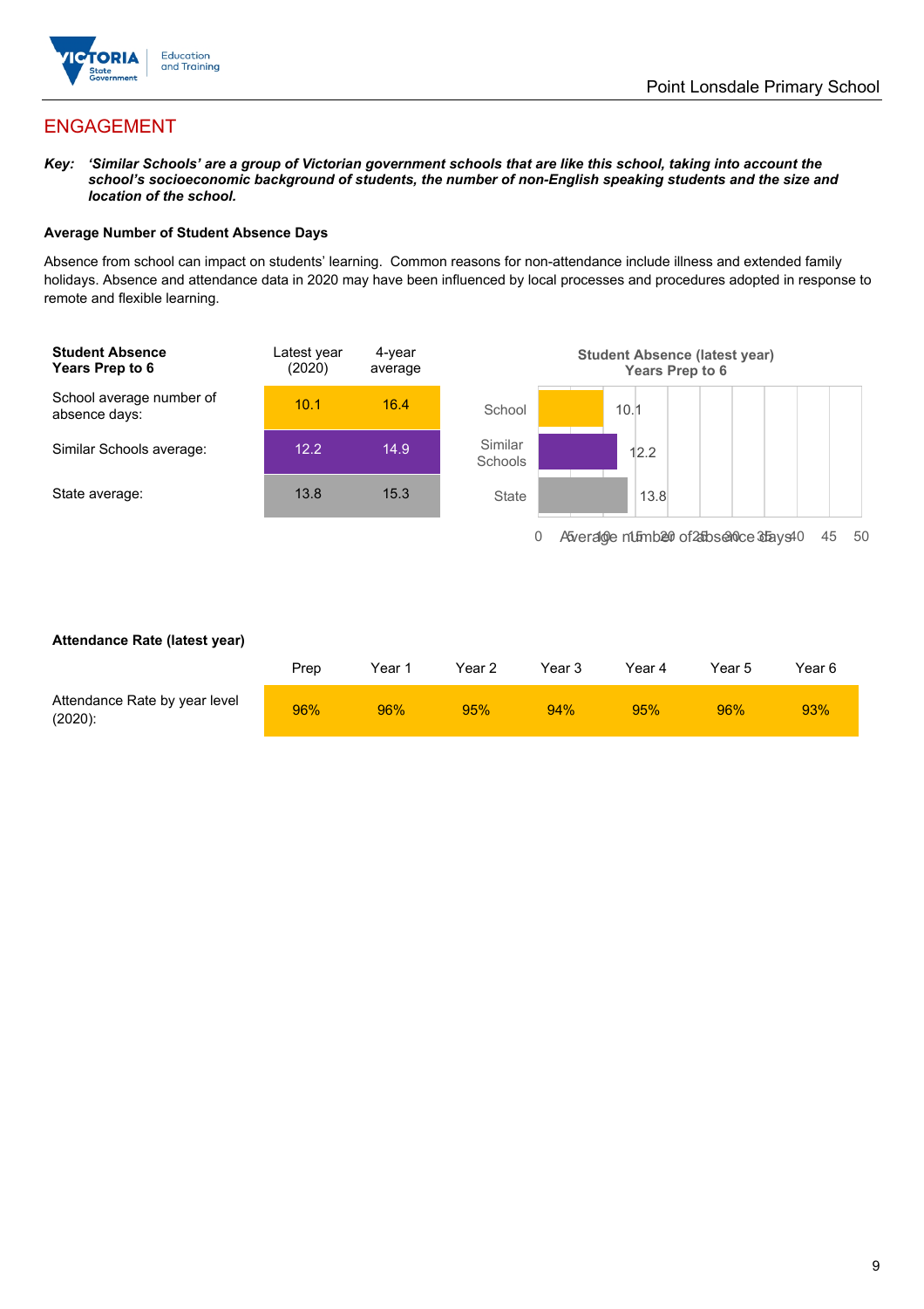## ENGAGEMENT

***Key:*** ***'Similar Schools' are a group of Victorian government schools that are like this school, taking into account the school's socioeconomic background of students, the number of non-English speaking students and the size and location of the school.***

**Average Number of Student Absence Days**

Absence from school can impact on students' learning. Common reasons for non-attendance include illness and extended family holidays. Absence and attendance data in 2020 may have been influenced by local processes and procedures adopted in response to remote and flexible learning.

| **Student Absence Years Prep to 6** | Latest year (2020) | 4-year average |
|---|---|---|
| School average number of absence days: | 10.1 | 16.4 |
| Similar Schools average: | 12.2 | 14.9 |
| State average: | 13.8 | 15.3 |

**Student Absence (latest year) Years Prep to 6**

| | Average number of absence days |
|---|---|
| School | 10.1 |
| Similar Schools | 12.2 |
| State | 13.8 |

**Attendance Rate (latest year)**

| | Prep | Year 1 | Year 2 | Year 3 | Year 4 | Year 5 | Year 6 |
|---|---|---|---|---|---|---|---|
| Attendance Rate by year level (2020): | 96% | 96% | 95% | 94% | 95% | 96% | 93% |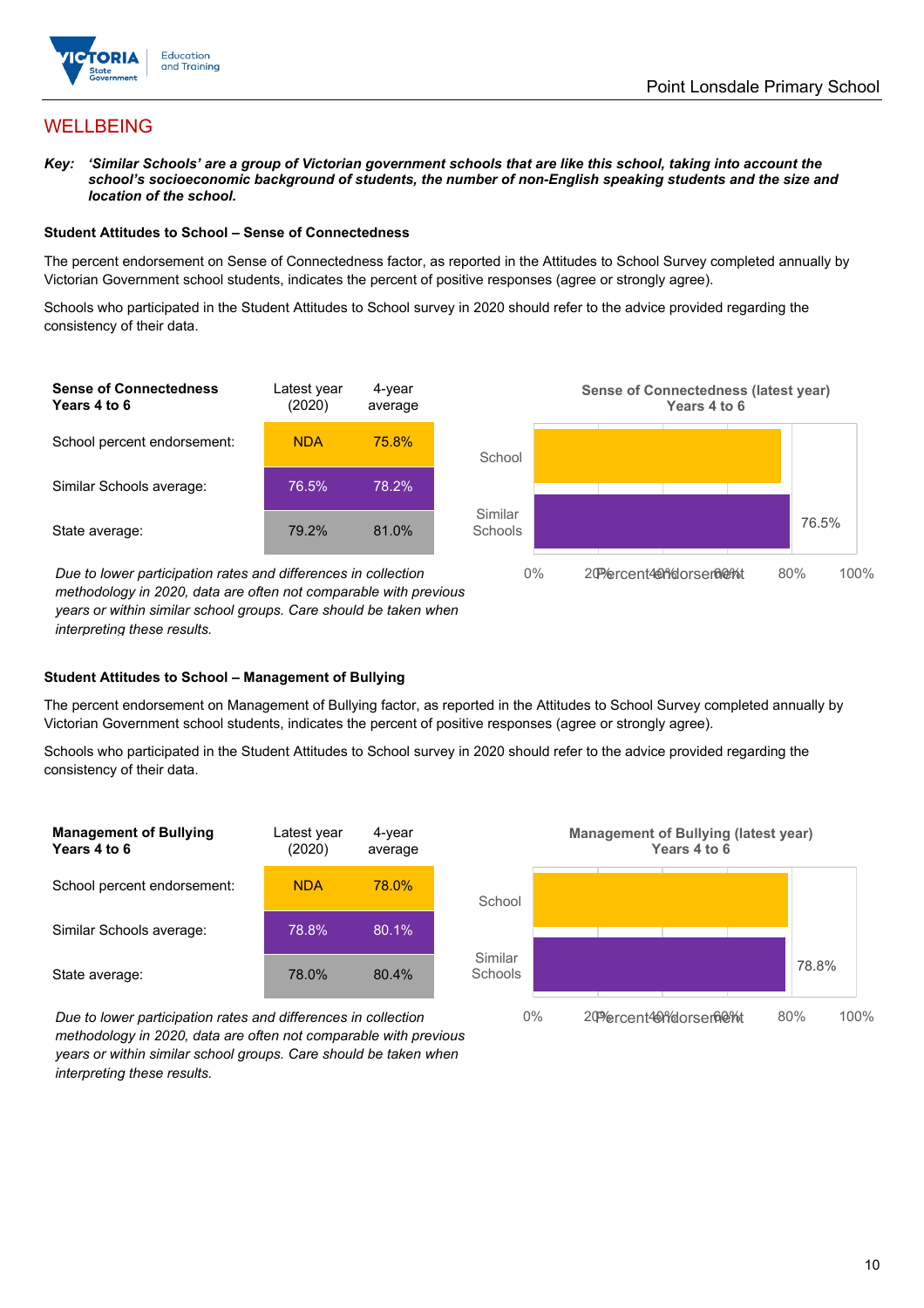## WELLBEING

***Key:*** ***'Similar Schools' are a group of Victorian government schools that are like this school, taking into account the school's socioeconomic background of students, the number of non-English speaking students and the size and location of the school.***

### Student Attitudes to School – Sense of Connectedness

The percent endorsement on Sense of Connectedness factor, as reported in the Attitudes to School Survey completed annually by Victorian Government school students, indicates the percent of positive responses (agree or strongly agree).

Schools who participated in the Student Attitudes to School survey in 2020 should refer to the advice provided regarding the consistency of their data.

| Sense of Connectedness Years 4 to 6 | Latest year (2020) | 4-year average |
|---|---|---|
| School percent endorsement: | NDA | 75.8% |
| Similar Schools average: | 76.5% | 78.2% |
| State average: | 79.2% | 81.0% |

*Due to lower participation rates and differences in collection methodology in 2020, data are often not comparable with previous years or within similar school groups. Care should be taken when interpreting these results.*

**Sense of Connectedness (latest year) Years 4 to 6**

School; Similar Schools: 76.5%

Percent endorsement: 0%, 20%, 40%, 60%, 80%, 100%

### Student Attitudes to School – Management of Bullying

The percent endorsement on Management of Bullying factor, as reported in the Attitudes to School Survey completed annually by Victorian Government school students, indicates the percent of positive responses (agree or strongly agree).

Schools who participated in the Student Attitudes to School survey in 2020 should refer to the advice provided regarding the consistency of their data.

| Management of Bullying Years 4 to 6 | Latest year (2020) | 4-year average |
|---|---|---|
| School percent endorsement: | NDA | 78.0% |
| Similar Schools average: | 78.8% | 80.1% |
| State average: | 78.0% | 80.4% |

*Due to lower participation rates and differences in collection methodology in 2020, data are often not comparable with previous years or within similar school groups. Care should be taken when interpreting these results.*

**Management of Bullying (latest year) Years 4 to 6**

School; Similar Schools: 78.8%

Percent endorsement: 0%, 20%, 40%, 60%, 80%, 100%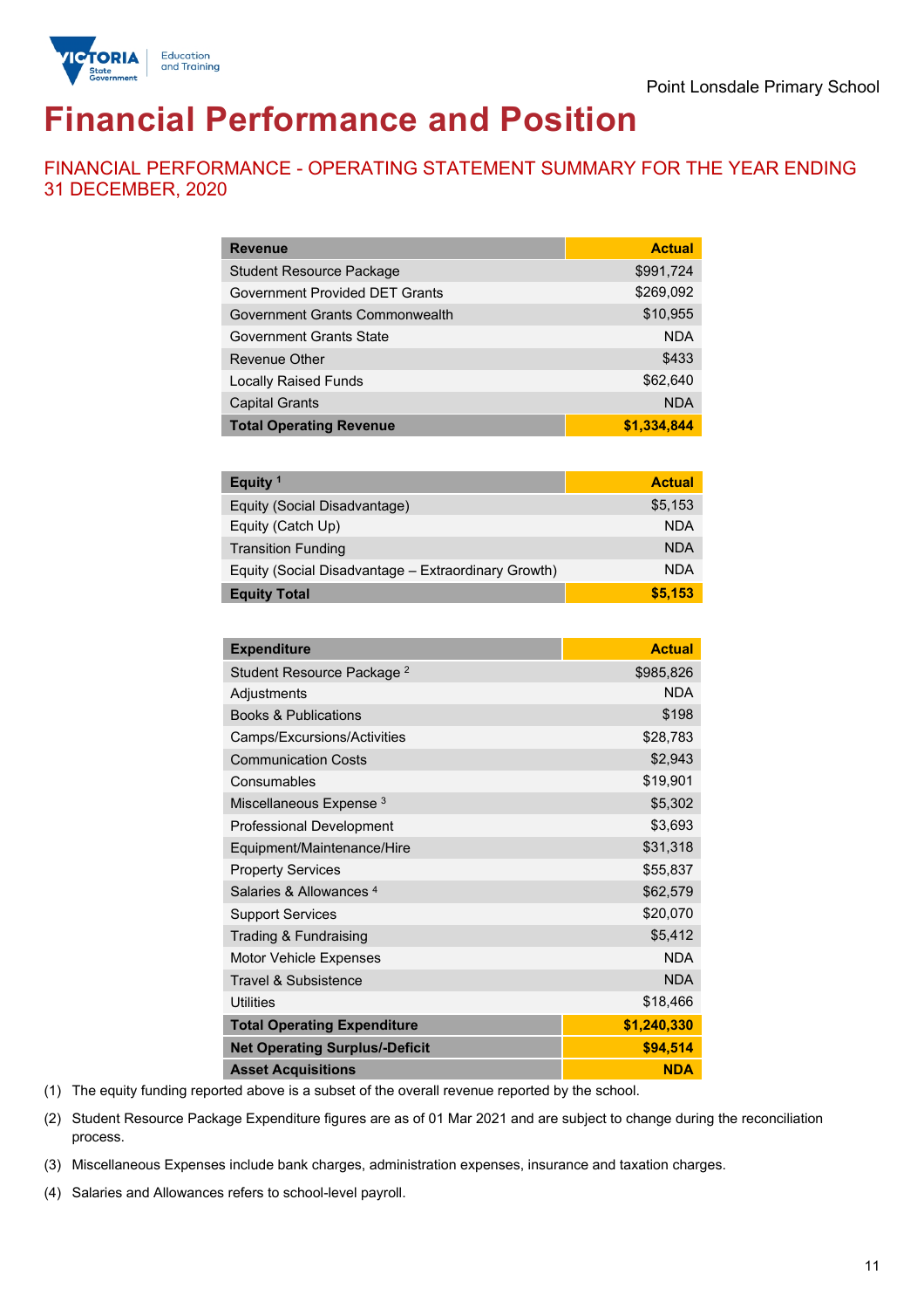Point Lonsdale Primary School

# Financial Performance and Position

## FINANCIAL PERFORMANCE - OPERATING STATEMENT SUMMARY FOR THE YEAR ENDING 31 DECEMBER, 2020

| Revenue | Actual |
|---|---|
| Student Resource Package | $991,724 |
| Government Provided DET Grants | $269,092 |
| Government Grants Commonwealth | $10,955 |
| Government Grants State | NDA |
| Revenue Other | $433 |
| Locally Raised Funds | $62,640 |
| Capital Grants | NDA |
| **Total Operating Revenue** | **$1,334,844** |

| Equity [1] | Actual |
|---|---|
| Equity (Social Disadvantage) | $5,153 |
| Equity (Catch Up) | NDA |
| Transition Funding | NDA |
| Equity (Social Disadvantage – Extraordinary Growth) | NDA |
| **Equity Total** | **$5,153** |

| Expenditure | Actual |
|---|---|
| Student Resource Package [2] | $985,826 |
| Adjustments | NDA |
| Books & Publications | $198 |
| Camps/Excursions/Activities | $28,783 |
| Communication Costs | $2,943 |
| Consumables | $19,901 |
| Miscellaneous Expense [3] | $5,302 |
| Professional Development | $3,693 |
| Equipment/Maintenance/Hire | $31,318 |
| Property Services | $55,837 |
| Salaries & Allowances [4] | $62,579 |
| Support Services | $20,070 |
| Trading & Fundraising | $5,412 |
| Motor Vehicle Expenses | NDA |
| Travel & Subsistence | NDA |
| Utilities | $18,466 |
| **Total Operating Expenditure** | **$1,240,330** |
| **Net Operating Surplus/-Deficit** | **$94,514** |
| **Asset Acquisitions** | **NDA** |

(1) The equity funding reported above is a subset of the overall revenue reported by the school.

(2) Student Resource Package Expenditure figures are as of 01 Mar 2021 and are subject to change during the reconciliation process.

(3) Miscellaneous Expenses include bank charges, administration expenses, insurance and taxation charges.

(4) Salaries and Allowances refers to school-level payroll.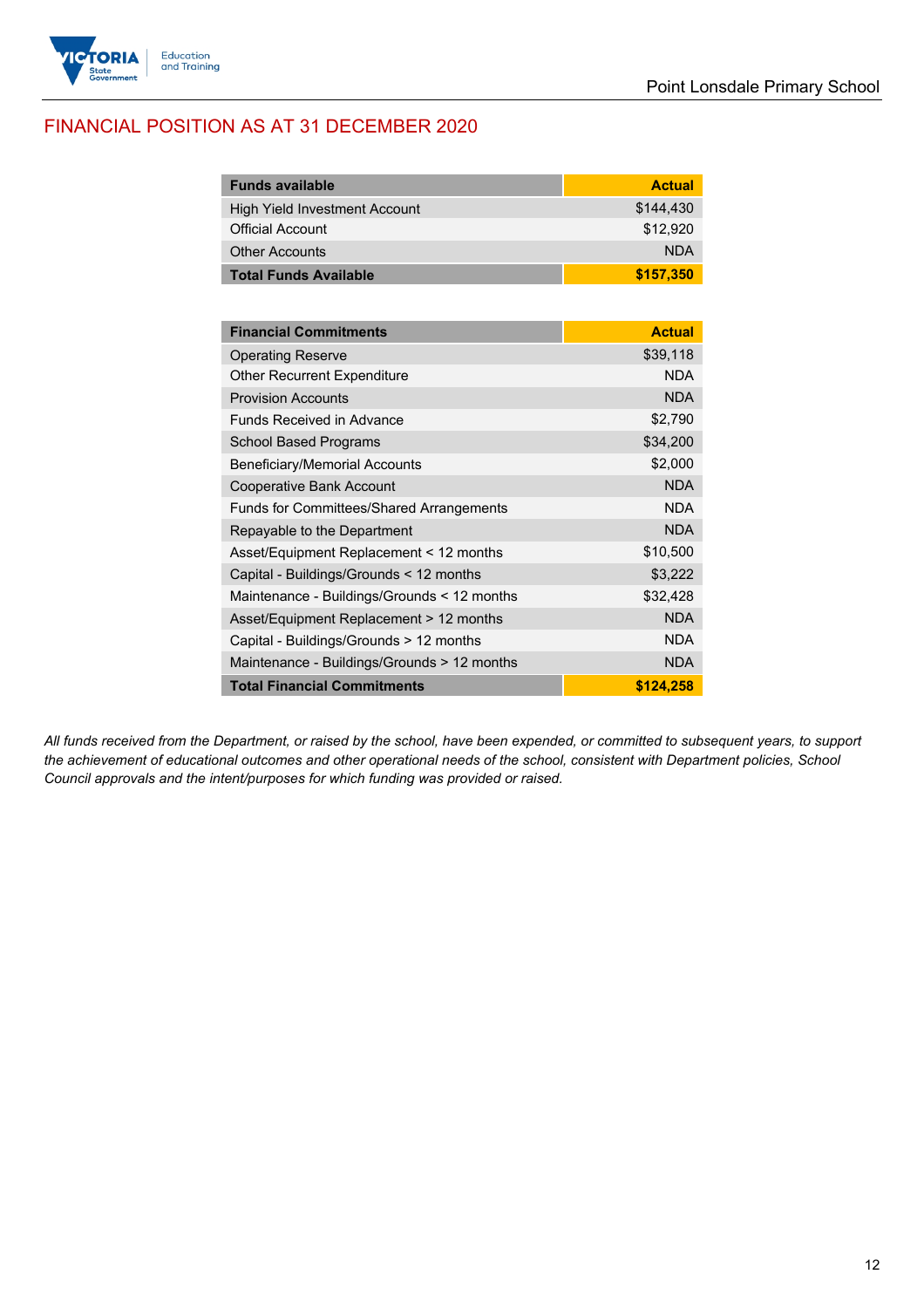## FINANCIAL POSITION AS AT 31 DECEMBER 2020

| Funds available | Actual |
|---|---|
| High Yield Investment Account | $144,430 |
| Official Account | $12,920 |
| Other Accounts | NDA |
| **Total Funds Available** | **$157,350** |

| Financial Commitments | Actual |
|---|---|
| Operating Reserve | $39,118 |
| Other Recurrent Expenditure | NDA |
| Provision Accounts | NDA |
| Funds Received in Advance | $2,790 |
| School Based Programs | $34,200 |
| Beneficiary/Memorial Accounts | $2,000 |
| Cooperative Bank Account | NDA |
| Funds for Committees/Shared Arrangements | NDA |
| Repayable to the Department | NDA |
| Asset/Equipment Replacement < 12 months | $10,500 |
| Capital - Buildings/Grounds < 12 months | $3,222 |
| Maintenance - Buildings/Grounds < 12 months | $32,428 |
| Asset/Equipment Replacement > 12 months | NDA |
| Capital - Buildings/Grounds > 12 months | NDA |
| Maintenance - Buildings/Grounds > 12 months | NDA |
| **Total Financial Commitments** | **$124,258** |

*All funds received from the Department, or raised by the school, have been expended, or committed to subsequent years, to support the achievement of educational outcomes and other operational needs of the school, consistent with Department policies, School Council approvals and the intent/purposes for which funding was provided or raised.*